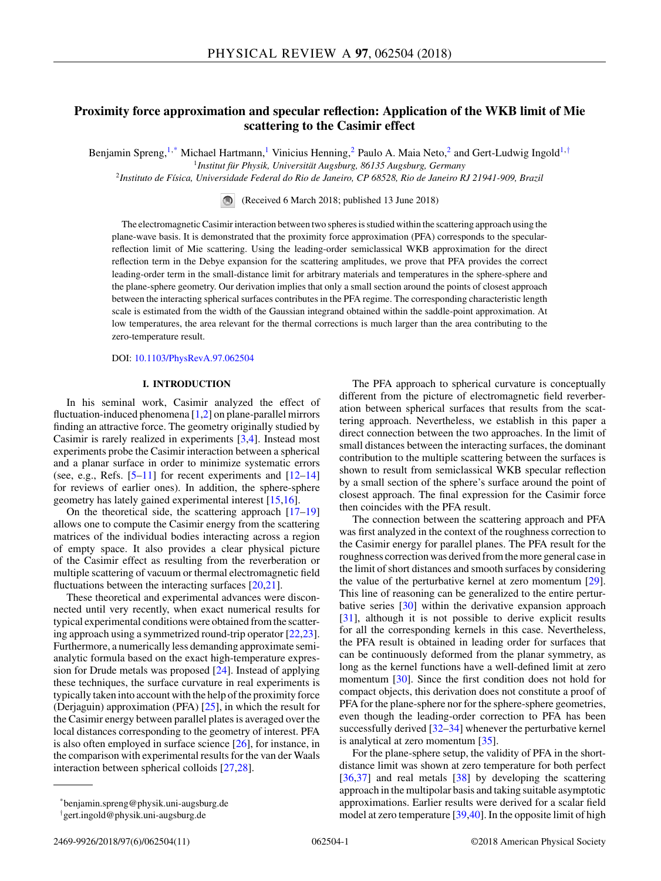# Proximity force approximation and specular reflection: Application of the WKB limit of Mie scattering to the Casimir effect

Benjamin Spreng,[1,*] Michael Hartmann,[1] Vinicius Henning,[2] Paulo A. Maia Neto,[2] and Gert-Ludwig Ingold[1,†]

[1] *Institut für Physik, Universität Augsburg, 86135 Augsburg, Germany*

[2] *Instituto de Física, Universidade Federal do Rio de Janeiro, CP 68528, Rio de Janeiro RJ 21941-909, Brazil*

(Received 6 March 2018; published 13 June 2018)

The electromagnetic Casimir interaction between two spheres is studied within the scattering approach using the plane-wave basis. It is demonstrated that the proximity force approximation (PFA) corresponds to the specular-reflection limit of Mie scattering. Using the leading-order semiclassical WKB approximation for the direct reflection term in the Debye expansion for the scattering amplitudes, we prove that PFA provides the correct leading-order term in the small-distance limit for arbitrary materials and temperatures in the sphere-sphere and the plane-sphere geometry. Our derivation implies that only a small section around the points of closest approach between the interacting spherical surfaces contributes in the PFA regime. The corresponding characteristic length scale is estimated from the width of the Gaussian integrand obtained within the saddle-point approximation. At low temperatures, the area relevant for the thermal corrections is much larger than the area contributing to the zero-temperature result.

DOI: 10.1103/PhysRevA.97.062504

## I. INTRODUCTION

In his seminal work, Casimir analyzed the effect of fluctuation-induced phenomena [1,2] on plane-parallel mirrors finding an attractive force. The geometry originally studied by Casimir is rarely realized in experiments [3,4]. Instead most experiments probe the Casimir interaction between a spherical and a planar surface in order to minimize systematic errors (see, e.g., Refs. [5–11] for recent experiments and [12–14] for reviews of earlier ones). In addition, the sphere-sphere geometry has lately gained experimental interest [15,16].

On the theoretical side, the scattering approach [17–19] allows one to compute the Casimir energy from the scattering matrices of the individual bodies interacting across a region of empty space. It also provides a clear physical picture of the Casimir effect as resulting from the reverberation or multiple scattering of vacuum or thermal electromagnetic field fluctuations between the interacting surfaces [20,21].

These theoretical and experimental advances were disconnected until very recently, when exact numerical results for typical experimental conditions were obtained from the scattering approach using a symmetrized round-trip operator [22,23]. Furthermore, a numerically less demanding approximate semianalytic formula based on the exact high-temperature expression for Drude metals was proposed [24]. Instead of applying these techniques, the surface curvature in real experiments is typically taken into account with the help of the proximity force (Derjaguin) approximation (PFA) [25], in which the result for the Casimir energy between parallel plates is averaged over the local distances corresponding to the geometry of interest. PFA is also often employed in surface science [26], for instance, in the comparison with experimental results for the van der Waals interaction between spherical colloids [27,28].

The PFA approach to spherical curvature is conceptually different from the picture of electromagnetic field reverberation between spherical surfaces that results from the scattering approach. Nevertheless, we establish in this paper a direct connection between the two approaches. In the limit of small distances between the interacting surfaces, the dominant contribution to the multiple scattering between the surfaces is shown to result from semiclassical WKB specular reflection by a small section of the sphere's surface around the point of closest approach. The final expression for the Casimir force then coincides with the PFA result.

The connection between the scattering approach and PFA was first analyzed in the context of the roughness correction to the Casimir energy for parallel planes. The PFA result for the roughness correction was derived from the more general case in the limit of short distances and smooth surfaces by considering the value of the perturbative kernel at zero momentum [29]. This line of reasoning can be generalized to the entire perturbative series [30] within the derivative expansion approach [31], although it is not possible to derive explicit results for all the corresponding kernels in this case. Nevertheless, the PFA result is obtained in leading order for surfaces that can be continuously deformed from the planar symmetry, as long as the kernel functions have a well-defined limit at zero momentum [30]. Since the first condition does not hold for compact objects, this derivation does not constitute a proof of PFA for the plane-sphere nor for the sphere-sphere geometries, even though the leading-order correction to PFA has been successfully derived [32–34] whenever the perturbative kernel is analytical at zero momentum [35].

For the plane-sphere setup, the validity of PFA in the short-distance limit was shown at zero temperature for both perfect [36,37] and real metals [38] by developing the scattering approach in the multipolar basis and taking suitable asymptotic approximations. Earlier results were derived for a scalar field model at zero temperature [39,40]. In the opposite limit of high

---

*benjamin.spreng@physik.uni-augsburg.de

†gert.ingold@physik.uni-augsburg.de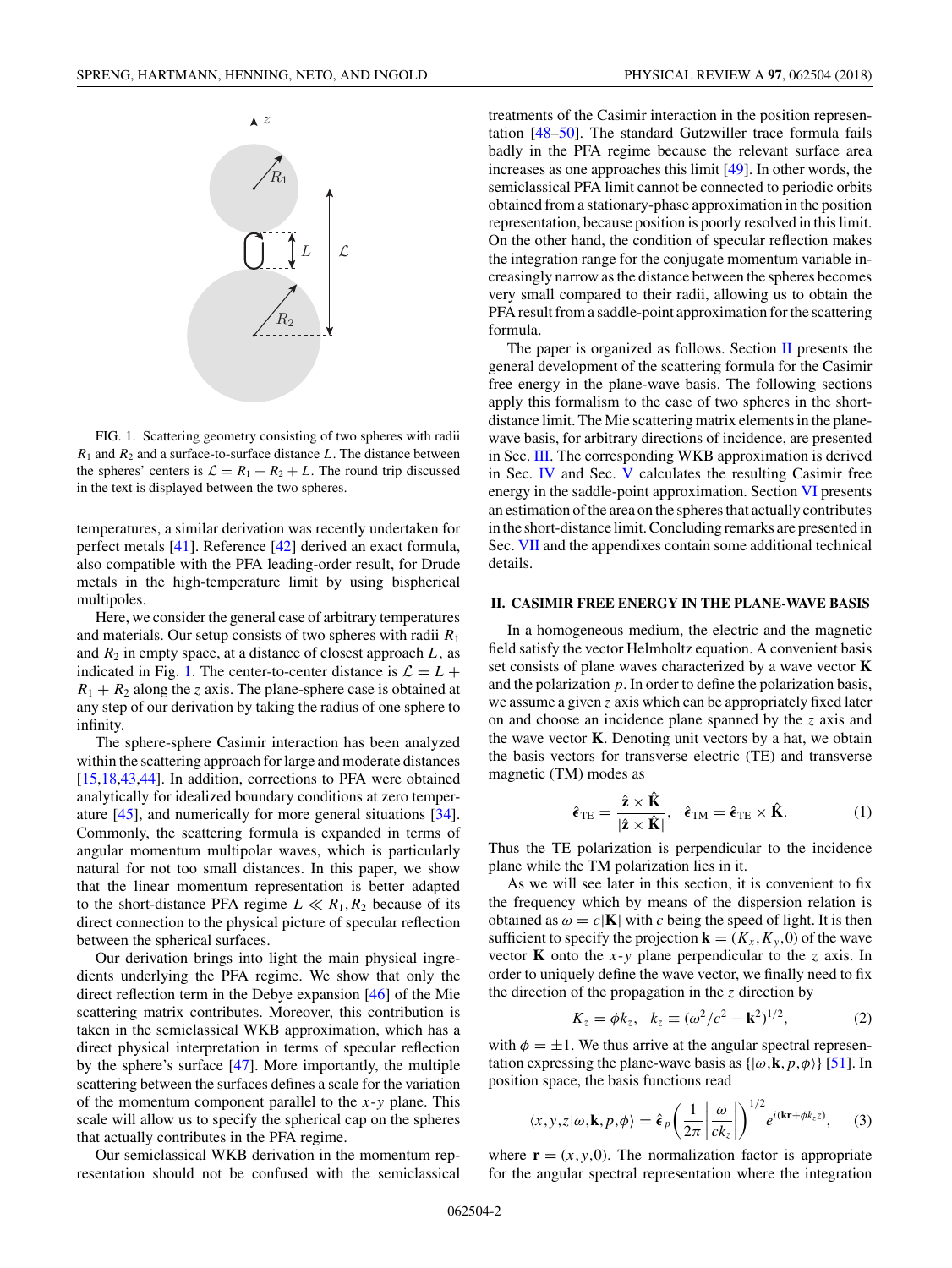FIG. 1. Scattering geometry consisting of two spheres with radii $R_1$ and $R_2$ and a surface-to-surface distance $L$. The distance between the spheres' centers is $\mathcal{L} = R_1 + R_2 + L$. The round trip discussed in the text is displayed between the two spheres.

temperatures, a similar derivation was recently undertaken for perfect metals [41]. Reference [42] derived an exact formula, also compatible with the PFA leading-order result, for Drude metals in the high-temperature limit by using bispherical multipoles.

Here, we consider the general case of arbitrary temperatures and materials. Our setup consists of two spheres with radii $R_1$ and $R_2$ in empty space, at a distance of closest approach $L$, as indicated in Fig. 1. The center-to-center distance is $\mathcal{L} = L + R_1 + R_2$ along the $z$ axis. The plane-sphere case is obtained at any step of our derivation by taking the radius of one sphere to infinity.

The sphere-sphere Casimir interaction has been analyzed within the scattering approach for large and moderate distances [15,18,43,44]. In addition, corrections to PFA were obtained analytically for idealized boundary conditions at zero temperature [45], and numerically for more general situations [34]. Commonly, the scattering formula is expanded in terms of angular momentum multipolar waves, which is particularly natural for not too small distances. In this paper, we show that the linear momentum representation is better adapted to the short-distance PFA regime $L \ll R_1, R_2$ because of its direct connection to the physical picture of specular reflection between the spherical surfaces.

Our derivation brings into light the main physical ingredients underlying the PFA regime. We show that only the direct reflection term in the Debye expansion [46] of the Mie scattering matrix contributes. Moreover, this contribution is taken in the semiclassical WKB approximation, which has a direct physical interpretation in terms of specular reflection by the sphere's surface [47]. More importantly, the multiple scattering between the surfaces defines a scale for the variation of the momentum component parallel to the $x$-$y$ plane. This scale will allow us to specify the spherical cap on the spheres that actually contributes in the PFA regime.

Our semiclassical WKB derivation in the momentum representation should not be confused with the semiclassical treatments of the Casimir interaction in the position representation [48–50]. The standard Gutzwiller trace formula fails badly in the PFA regime because the relevant surface area increases as one approaches this limit [49]. In other words, the semiclassical PFA limit cannot be connected to periodic orbits obtained from a stationary-phase approximation in the position representation, because position is poorly resolved in this limit. On the other hand, the condition of specular reflection makes the integration range for the conjugate momentum variable increasingly narrow as the distance between the spheres becomes very small compared to their radii, allowing us to obtain the PFA result from a saddle-point approximation for the scattering formula.

The paper is organized as follows. Section II presents the general development of the scattering formula for the Casimir free energy in the plane-wave basis. The following sections apply this formalism to the case of two spheres in the short-distance limit. The Mie scattering matrix elements in the plane-wave basis, for arbitrary directions of incidence, are presented in Sec. III. The corresponding WKB approximation is derived in Sec. IV and Sec. V calculates the resulting Casimir free energy in the saddle-point approximation. Section VI presents an estimation of the area on the spheres that actually contributes in the short-distance limit. Concluding remarks are presented in Sec. VII and the appendixes contain some additional technical details.

## II. CASIMIR FREE ENERGY IN THE PLANE-WAVE BASIS

In a homogeneous medium, the electric and the magnetic field satisfy the vector Helmholtz equation. A convenient basis set consists of plane waves characterized by a wave vector $\mathbf{K}$ and the polarization $p$. In order to define the polarization basis, we assume a given $z$ axis which can be appropriately fixed later on and choose an incidence plane spanned by the $z$ axis and the wave vector $\mathbf{K}$. Denoting unit vectors by a hat, we obtain the basis vectors for transverse electric (TE) and transverse magnetic (TM) modes as

$$\hat{\boldsymbol{\epsilon}}_{\mathrm{TE}} = \frac{\hat{\mathbf{z}} \times \hat{\mathbf{K}}}{|\hat{\mathbf{z}} \times \hat{\mathbf{K}}|}, \quad \hat{\boldsymbol{\epsilon}}_{\mathrm{TM}} = \hat{\boldsymbol{\epsilon}}_{\mathrm{TE}} \times \hat{\mathbf{K}}. \tag{1}$$

Thus the TE polarization is perpendicular to the incidence plane while the TM polarization lies in it.

As we will see later in this section, it is convenient to fix the frequency which by means of the dispersion relation is obtained as $\omega = c|\mathbf{K}|$ with $c$ being the speed of light. It is then sufficient to specify the projection $\mathbf{k} = (K_x, K_y, 0)$ of the wave vector $\mathbf{K}$ onto the $x$-$y$ plane perpendicular to the $z$ axis. In order to uniquely define the wave vector, we finally need to fix the direction of the propagation in the $z$ direction by

$$K_z = \phi k_z, \quad k_z \equiv (\omega^2/c^2 - \mathbf{k}^2)^{1/2}, \tag{2}$$

with $\phi = \pm 1$. We thus arrive at the angular spectral representation expressing the plane-wave basis as $\{|\omega, \mathbf{k}, p, \phi\rangle\}$ [51]. In position space, the basis functions read

$$\langle x, y, z|\omega, \mathbf{k}, p, \phi\rangle = \hat{\boldsymbol{\epsilon}}_p \left(\frac{1}{2\pi}\left|\frac{\omega}{c k_z}\right|\right)^{1/2} e^{i(\mathbf{k}\mathbf{r} + \phi k_z z)}, \tag{3}$$

where $\mathbf{r} = (x, y, 0)$. The normalization factor is appropriate for the angular spectral representation where the integration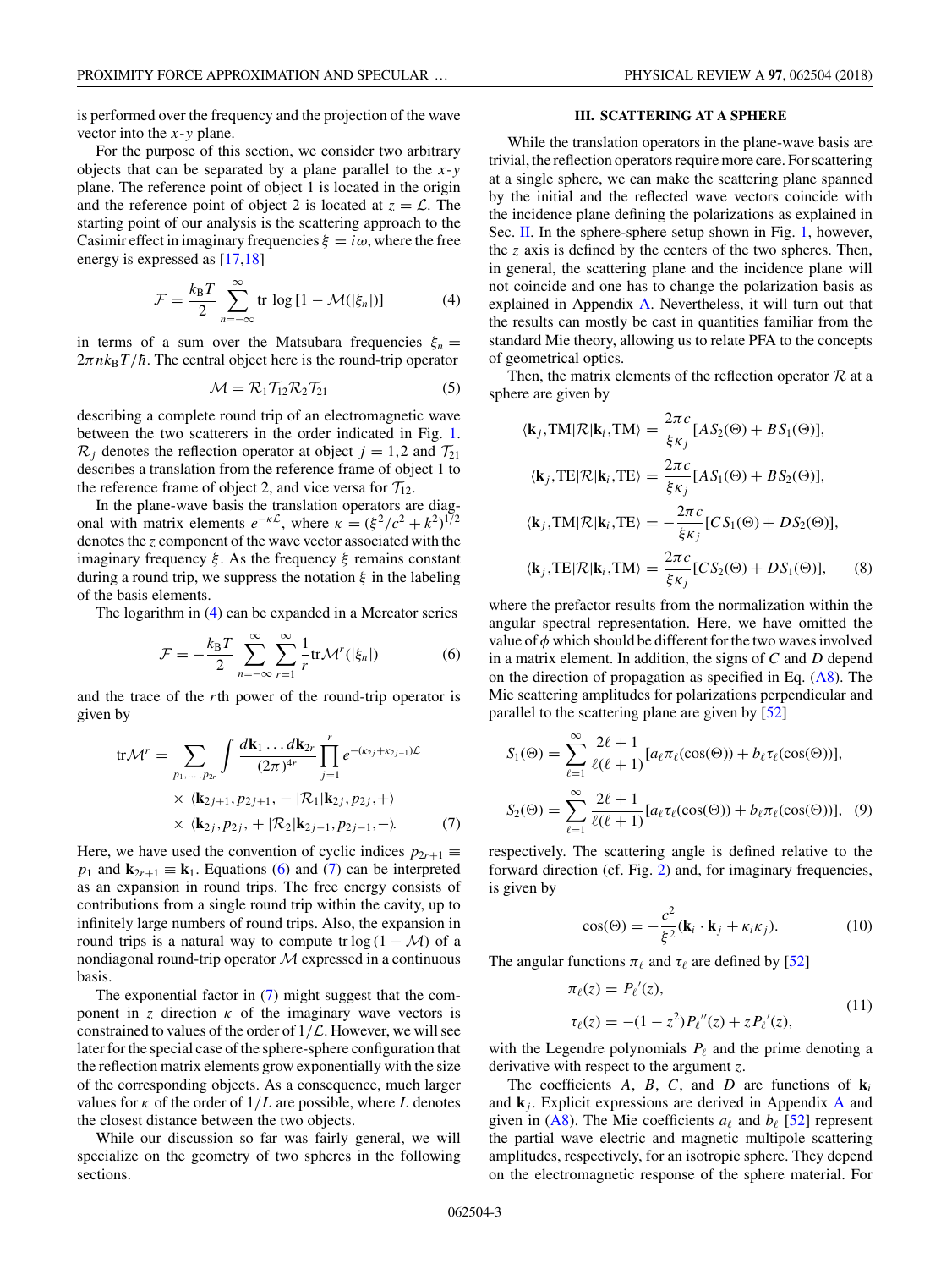is performed over the frequency and the projection of the wave vector into the $x$-$y$ plane.

For the purpose of this section, we consider two arbitrary objects that can be separated by a plane parallel to the $x$-$y$ plane. The reference point of object 1 is located in the origin and the reference point of object 2 is located at $z = \mathcal{L}$. The starting point of our analysis is the scattering approach to the Casimir effect in imaginary frequencies $\xi = i\omega$, where the free energy is expressed as [17,18]

$$\mathcal{F} = \frac{k_B T}{2} \sum_{n=-\infty}^{\infty} \mathrm{tr} \log [1 - \mathcal{M}(|\xi_n|)] \tag{4}$$

in terms of a sum over the Matsubara frequencies $\xi_n = 2\pi n k_B T/\hbar$. The central object here is the round-trip operator

$$\mathcal{M} = \mathcal{R}_1 \mathcal{T}_{12} \mathcal{R}_2 \mathcal{T}_{21} \tag{5}$$

describing a complete round trip of an electromagnetic wave between the two scatterers in the order indicated in Fig. 1. $\mathcal{R}_j$ denotes the reflection operator at object $j = 1,2$ and $\mathcal{T}_{21}$ describes a translation from the reference frame of object 1 to the reference frame of object 2, and vice versa for $\mathcal{T}_{12}$.

In the plane-wave basis the translation operators are diagonal with matrix elements $e^{-\kappa\mathcal{L}}$, where $\kappa = (\xi^2/c^2 + k^2)^{1/2}$ denotes the $z$ component of the wave vector associated with the imaginary frequency $\xi$. As the frequency $\xi$ remains constant during a round trip, we suppress the notation $\xi$ in the labeling of the basis elements.

The logarithm in (4) can be expanded in a Mercator series

$$\mathcal{F} = -\frac{k_B T}{2} \sum_{n=-\infty}^{\infty} \sum_{r=1}^{\infty} \frac{1}{r} \mathrm{tr} \mathcal{M}^r(|\xi_n|) \tag{6}$$

and the trace of the $r$th power of the round-trip operator is given by

$$\begin{aligned} \mathrm{tr}\mathcal{M}^r = \sum_{p_1,\ldots,p_{2r}} \int \frac{d\mathbf{k}_1 \ldots d\mathbf{k}_{2r}}{(2\pi)^{4r}} \prod_{j=1}^{r} e^{-(\kappa_{2j}+\kappa_{2j-1})\mathcal{L}} \\ \times \langle \mathbf{k}_{2j+1}, p_{2j+1}, -|\mathcal{R}_1|\mathbf{k}_{2j}, p_{2j}, +\rangle \\ \times \langle \mathbf{k}_{2j}, p_{2j}, +|\mathcal{R}_2|\mathbf{k}_{2j-1}, p_{2j-1}, -\rangle. \end{aligned} \tag{7}$$

Here, we have used the convention of cyclic indices $p_{2r+1} \equiv p_1$ and $\mathbf{k}_{2r+1} \equiv \mathbf{k}_1$. Equations (6) and (7) can be interpreted as an expansion in round trips. The free energy consists of contributions from a single round trip within the cavity, up to infinitely large numbers of round trips. Also, the expansion in round trips is a natural way to compute $\mathrm{tr}\log(1 - \mathcal{M})$ of a nondiagonal round-trip operator $\mathcal{M}$ expressed in a continuous basis.

The exponential factor in (7) might suggest that the component in $z$ direction $\kappa$ of the imaginary wave vectors is constrained to values of the order of $1/\mathcal{L}$. However, we will see later for the special case of the sphere-sphere configuration that the reflection matrix elements grow exponentially with the size of the corresponding objects. As a consequence, much larger values for $\kappa$ of the order of $1/L$ are possible, where $L$ denotes the closest distance between the two objects.

While our discussion so far was fairly general, we will specialize on the geometry of two spheres in the following sections.

## III. SCATTERING AT A SPHERE

While the translation operators in the plane-wave basis are trivial, the reflection operators require more care. For scattering at a single sphere, we can make the scattering plane spanned by the initial and the reflected wave vectors coincide with the incidence plane defining the polarizations as explained in Sec. II. In the sphere-sphere setup shown in Fig. 1, however, the $z$ axis is defined by the centers of the two spheres. Then, in general, the scattering plane and the incidence plane will not coincide and one has to change the polarization basis as explained in Appendix A. Nevertheless, it will turn out that the results can mostly be cast in quantities familiar from the standard Mie theory, allowing us to relate PFA to the concepts of geometrical optics.

Then, the matrix elements of the reflection operator $\mathcal{R}$ at a sphere are given by

$$\begin{aligned} \langle \mathbf{k}_j, \mathrm{TM}|\mathcal{R}|\mathbf{k}_i, \mathrm{TM}\rangle &= \frac{2\pi c}{\xi\kappa_j}[AS_2(\Theta) + BS_1(\Theta)], \\ \langle \mathbf{k}_j, \mathrm{TE}|\mathcal{R}|\mathbf{k}_i, \mathrm{TE}\rangle &= \frac{2\pi c}{\xi\kappa_j}[AS_1(\Theta) + BS_2(\Theta)], \\ \langle \mathbf{k}_j, \mathrm{TM}|\mathcal{R}|\mathbf{k}_i, \mathrm{TE}\rangle &= -\frac{2\pi c}{\xi\kappa_j}[CS_1(\Theta) + DS_2(\Theta)], \\ \langle \mathbf{k}_j, \mathrm{TE}|\mathcal{R}|\mathbf{k}_i, \mathrm{TM}\rangle &= \frac{2\pi c}{\xi\kappa_j}[CS_2(\Theta) + DS_1(\Theta)], \end{aligned} \tag{8}$$

where the prefactor results from the normalization within the angular spectral representation. Here, we have omitted the value of $\phi$ which should be different for the two waves involved in a matrix element. In addition, the signs of $C$ and $D$ depend on the direction of propagation as specified in Eq. (A8). The Mie scattering amplitudes for polarizations perpendicular and parallel to the scattering plane are given by [52]

$$\begin{aligned} S_1(\Theta) &= \sum_{\ell=1}^{\infty} \frac{2\ell+1}{\ell(\ell+1)}[a_\ell \pi_\ell(\cos(\Theta)) + b_\ell \tau_\ell(\cos(\Theta))], \\ S_2(\Theta) &= \sum_{\ell=1}^{\infty} \frac{2\ell+1}{\ell(\ell+1)}[a_\ell \tau_\ell(\cos(\Theta)) + b_\ell \pi_\ell(\cos(\Theta))], \end{aligned} \tag{9}$$

respectively. The scattering angle is defined relative to the forward direction (cf. Fig. 2) and, for imaginary frequencies, is given by

$$\cos(\Theta) = -\frac{c^2}{\xi^2}(\mathbf{k}_i \cdot \mathbf{k}_j + \kappa_i\kappa_j). \tag{10}$$

The angular functions $\pi_\ell$ and $\tau_\ell$ are defined by [52]

$$\begin{aligned} \pi_\ell(z) &= P_\ell{}'(z), \\ \tau_\ell(z) &= -(1-z^2)P_\ell{}''(z) + zP_\ell{}'(z), \end{aligned} \tag{11}$$

with the Legendre polynomials $P_\ell$ and the prime denoting a derivative with respect to the argument $z$.

The coefficients $A$, $B$, $C$, and $D$ are functions of $\mathbf{k}_i$ and $\mathbf{k}_j$. Explicit expressions are derived in Appendix A and given in (A8). The Mie coefficients $a_\ell$ and $b_\ell$ [52] represent the partial wave electric and magnetic multipole scattering amplitudes, respectively, for an isotropic sphere. They depend on the electromagnetic response of the sphere material. For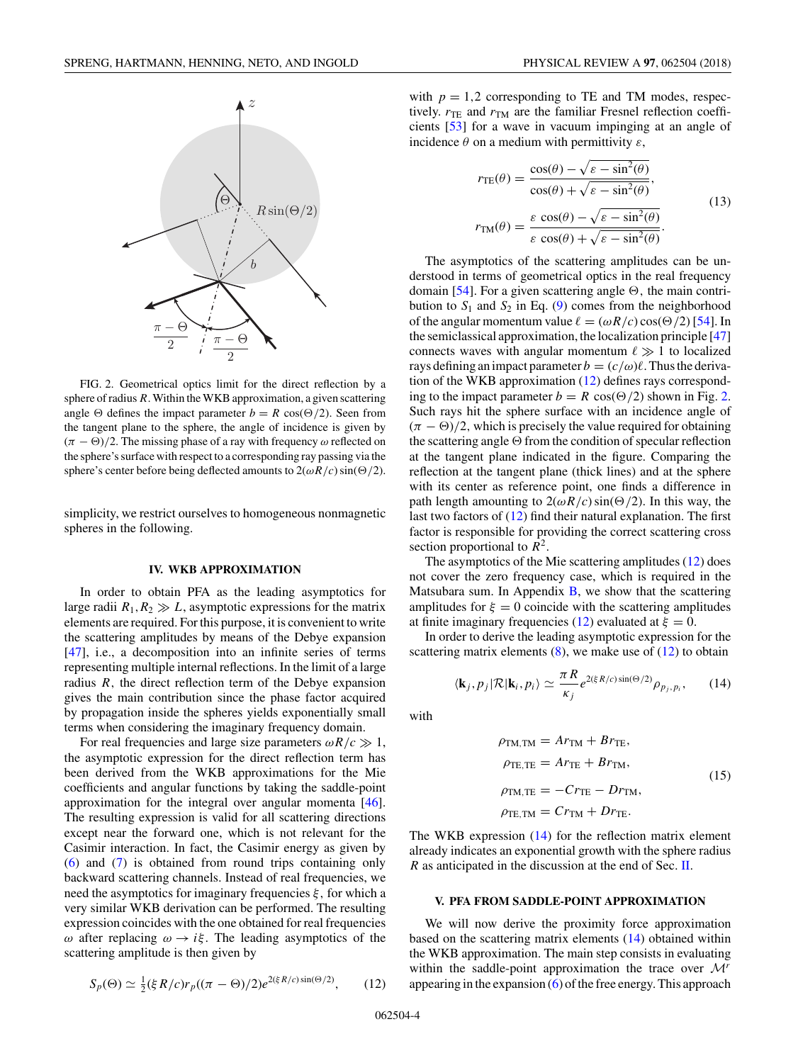FIG. 2. Geometrical optics limit for the direct reflection by a sphere of radius $R$. Within the WKB approximation, a given scattering angle $\Theta$ defines the impact parameter $b = R\cos(\Theta/2)$. Seen from the tangent plane to the sphere, the angle of incidence is given by $(\pi - \Theta)/2$. The missing phase of a ray with frequency $\omega$ reflected on the sphere's surface with respect to a corresponding ray passing via the sphere's center before being deflected amounts to $2(\omega R/c)\sin(\Theta/2)$.

simplicity, we restrict ourselves to homogeneous nonmagnetic spheres in the following.

## IV. WKB APPROXIMATION

In order to obtain PFA as the leading asymptotics for large radii $R_1, R_2 \gg L$, asymptotic expressions for the matrix elements are required. For this purpose, it is convenient to write the scattering amplitudes by means of the Debye expansion [47], i.e., a decomposition into an infinite series of terms representing multiple internal reflections. In the limit of a large radius $R$, the direct reflection term of the Debye expansion gives the main contribution since the phase factor acquired by propagation inside the spheres yields exponentially small terms when considering the imaginary frequency domain.

For real frequencies and large size parameters $\omega R/c \gg 1$, the asymptotic expression for the direct reflection term has been derived from the WKB approximations for the Mie coefficients and angular functions by taking the saddle-point approximation for the integral over angular momenta [46]. The resulting expression is valid for all scattering directions except near the forward one, which is not relevant for the Casimir interaction. In fact, the Casimir energy as given by (6) and (7) is obtained from round trips containing only backward scattering channels. Instead of real frequencies, we need the asymptotics for imaginary frequencies $\xi$, for which a very similar WKB derivation can be performed. The resulting expression coincides with the one obtained for real frequencies $\omega$ after replacing $\omega \to i\xi$. The leading asymptotics of the scattering amplitude is then given by

$$S_p(\Theta) \simeq \tfrac{1}{2}(\xi R/c) r_p((\pi - \Theta)/2) e^{2(\xi R/c)\sin(\Theta/2)}, \qquad (12)$$

with $p = 1,2$ corresponding to TE and TM modes, respectively. $r_{\rm TE}$ and $r_{\rm TM}$ are the familiar Fresnel reflection coefficients [53] for a wave in vacuum impinging at an angle of incidence $\theta$ on a medium with permittivity $\varepsilon$,

$$\begin{aligned} r_{\rm TE}(\theta) &= \frac{\cos(\theta) - \sqrt{\varepsilon - \sin^2(\theta)}}{\cos(\theta) + \sqrt{\varepsilon - \sin^2(\theta)}}, \\ r_{\rm TM}(\theta) &= \frac{\varepsilon\,\cos(\theta) - \sqrt{\varepsilon - \sin^2(\theta)}}{\varepsilon\,\cos(\theta) + \sqrt{\varepsilon - \sin^2(\theta)}}. \end{aligned} \qquad (13)$$

The asymptotics of the scattering amplitudes can be understood in terms of geometrical optics in the real frequency domain [54]. For a given scattering angle $\Theta$, the main contribution to $S_1$ and $S_2$ in Eq. (9) comes from the neighborhood of the angular momentum value $\ell = (\omega R/c)\cos(\Theta/2)$ [54]. In the semiclassical approximation, the localization principle [47] connects waves with angular momentum $\ell \gg 1$ to localized rays defining an impact parameter $b = (c/\omega)\ell$. Thus the derivation of the WKB approximation (12) defines rays corresponding to the impact parameter $b = R\cos(\Theta/2)$ shown in Fig. 2. Such rays hit the sphere surface with an incidence angle of $(\pi - \Theta)/2$, which is precisely the value required for obtaining the scattering angle $\Theta$ from the condition of specular reflection at the tangent plane indicated in the figure. Comparing the reflection at the tangent plane (thick lines) and at the sphere with its center as reference point, one finds a difference in path length amounting to $2(\omega R/c)\sin(\Theta/2)$. In this way, the last two factors of (12) find their natural explanation. The first factor is responsible for providing the correct scattering cross section proportional to $R^2$.

The asymptotics of the Mie scattering amplitudes (12) does not cover the zero frequency case, which is required in the Matsubara sum. In Appendix B, we show that the scattering amplitudes for $\xi = 0$ coincide with the scattering amplitudes at finite imaginary frequencies (12) evaluated at $\xi = 0$.

In order to derive the leading asymptotic expression for the scattering matrix elements (8), we make use of (12) to obtain

$$\langle \mathbf{k}_j, p_j|\mathcal{R}|\mathbf{k}_i, p_i\rangle \simeq \frac{\pi R}{\kappa_j} e^{2(\xi R/c)\sin(\Theta/2)} \rho_{p_j,p_i}, \qquad (14)$$

with

$$\begin{aligned} \rho_{\rm TM,TM} &= A r_{\rm TM} + B r_{\rm TE}, \\ \rho_{\rm TE,TE} &= A r_{\rm TE} + B r_{\rm TM}, \\ \rho_{\rm TM,TE} &= -C r_{\rm TE} - D r_{\rm TM}, \\ \rho_{\rm TE,TM} &= C r_{\rm TM} + D r_{\rm TE}. \end{aligned} \qquad (15)$$

The WKB expression (14) for the reflection matrix element already indicates an exponential growth with the sphere radius $R$ as anticipated in the discussion at the end of Sec. II.

## V. PFA FROM SADDLE-POINT APPROXIMATION

We will now derive the proximity force approximation based on the scattering matrix elements (14) obtained within the WKB approximation. The main step consists in evaluating within the saddle-point approximation the trace over $\mathcal{M}^r$ appearing in the expansion (6) of the free energy. This approach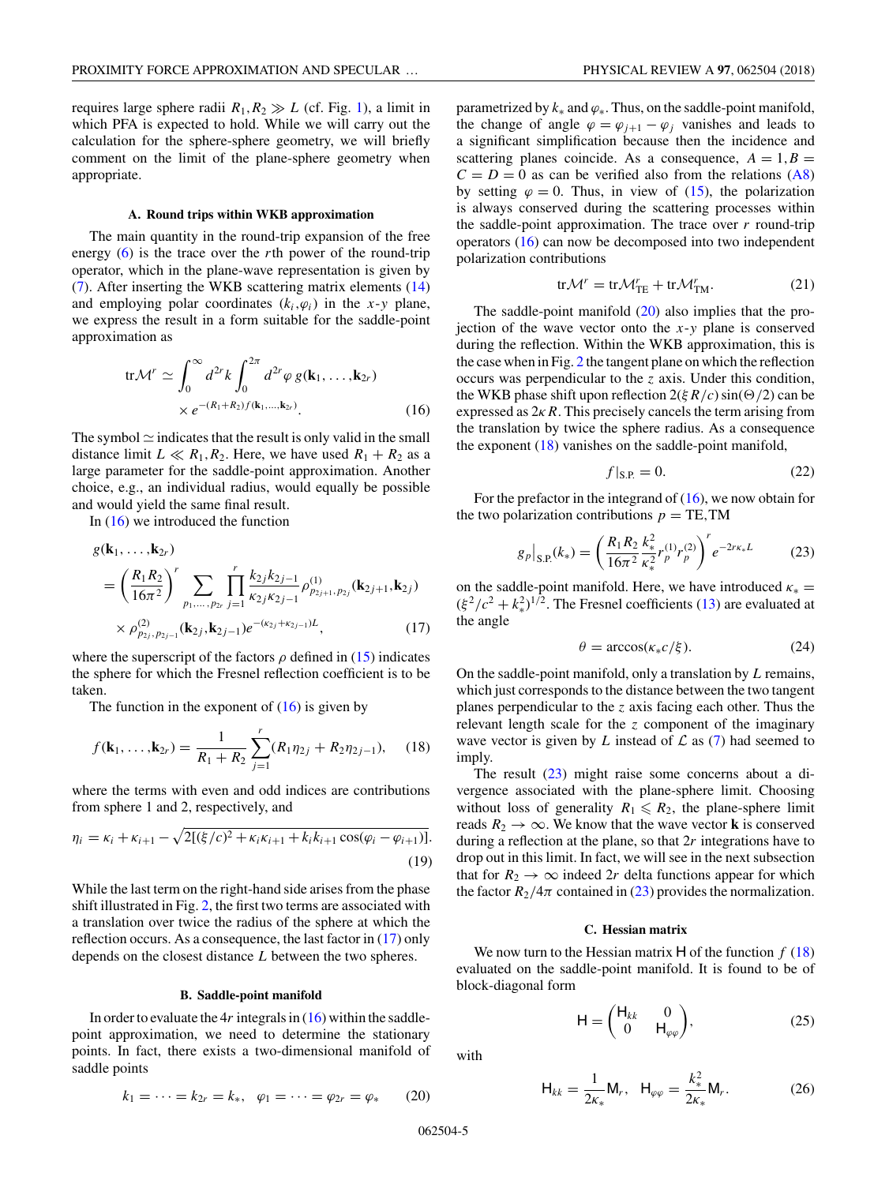requires large sphere radii $R_1, R_2 \gg L$ (cf. Fig. 1), a limit in which PFA is expected to hold. While we will carry out the calculation for the sphere-sphere geometry, we will briefly comment on the limit of the plane-sphere geometry when appropriate.

### A. Round trips within WKB approximation

The main quantity in the round-trip expansion of the free energy (6) is the trace over the $r$th power of the round-trip operator, which in the plane-wave representation is given by (7). After inserting the WKB scattering matrix elements (14) and employing polar coordinates $(k_i,\varphi_i)$ in the $x$-$y$ plane, we express the result in a form suitable for the saddle-point approximation as

$$\mathrm{tr}\mathcal{M}^r \simeq \int_0^\infty d^{2r}k \int_0^{2\pi} d^{2r}\varphi\, g(\mathbf{k}_1,\dots,\mathbf{k}_{2r}) \times e^{-(R_1+R_2)f(\mathbf{k}_1,\dots,\mathbf{k}_{2r})}. \tag{16}$$

The symbol $\simeq$ indicates that the result is only valid in the small distance limit $L \ll R_1, R_2$. Here, we have used $R_1 + R_2$ as a large parameter for the saddle-point approximation. Another choice, e.g., an individual radius, would equally be possible and would yield the same final result.

In (16) we introduced the function

$$\begin{aligned} g(\mathbf{k}_1,\dots,\mathbf{k}_{2r}) &= \left(\frac{R_1R_2}{16\pi^2}\right)^r \sum_{p_1,\dots,p_{2r}} \prod_{j=1}^r \frac{k_{2j}k_{2j-1}}{\kappa_{2j}\kappa_{2j-1}} \rho^{(1)}_{p_{2j+1},p_{2j}}(\mathbf{k}_{2j+1},\mathbf{k}_{2j}) \\ &\quad\times \rho^{(2)}_{p_{2j},p_{2j-1}}(\mathbf{k}_{2j},\mathbf{k}_{2j-1}) e^{-(\kappa_{2j}+\kappa_{2j-1})L}, \end{aligned} \tag{17}$$

where the superscript of the factors $\rho$ defined in (15) indicates the sphere for which the Fresnel reflection coefficient is to be taken.

The function in the exponent of (16) is given by

$$f(\mathbf{k}_1,\dots,\mathbf{k}_{2r}) = \frac{1}{R_1+R_2}\sum_{j=1}^r (R_1\eta_{2j} + R_2\eta_{2j-1}), \tag{18}$$

where the terms with even and odd indices are contributions from sphere 1 and 2, respectively, and

$$\eta_i = \kappa_i + \kappa_{i+1} - \sqrt{2[(\xi/c)^2 + \kappa_i\kappa_{i+1} + k_ik_{i+1}\cos(\varphi_i - \varphi_{i+1})]}. \tag{19}$$

While the last term on the right-hand side arises from the phase shift illustrated in Fig. 2, the first two terms are associated with a translation over twice the radius of the sphere at which the reflection occurs. As a consequence, the last factor in (17) only depends on the closest distance $L$ between the two spheres.

### B. Saddle-point manifold

In order to evaluate the $4r$ integrals in (16) within the saddle-point approximation, we need to determine the stationary points. In fact, there exists a two-dimensional manifold of saddle points

$$k_1 = \dots = k_{2r} = k_*, \quad \varphi_1 = \dots = \varphi_{2r} = \varphi_* \tag{20}$$

parametrized by $k_*$ and $\varphi_*$. Thus, on the saddle-point manifold, the change of angle $\varphi = \varphi_{j+1} - \varphi_j$ vanishes and leads to a significant simplification because then the incidence and scattering planes coincide. As a consequence, $A = 1, B = C = D = 0$ as can be verified also from the relations (A8) by setting $\varphi = 0$. Thus, in view of (15), the polarization is always conserved during the scattering processes within the saddle-point approximation. The trace over $r$ round-trip operators (16) can now be decomposed into two independent polarization contributions

$$\mathrm{tr}\mathcal{M}^r = \mathrm{tr}\mathcal{M}^r_{\mathrm{TE}} + \mathrm{tr}\mathcal{M}^r_{\mathrm{TM}}. \tag{21}$$

The saddle-point manifold (20) also implies that the projection of the wave vector onto the $x$-$y$ plane is conserved during the reflection. Within the WKB approximation, this is the case when in Fig. 2 the tangent plane on which the reflection occurs was perpendicular to the $z$ axis. Under this condition, the WKB phase shift upon reflection $2(\xi R/c)\sin(\Theta/2)$ can be expressed as $2\kappa R$. This precisely cancels the term arising from the translation by twice the sphere radius. As a consequence the exponent (18) vanishes on the saddle-point manifold,

$$f|_{\mathrm{S.P.}} = 0. \tag{22}$$

For the prefactor in the integrand of (16), we now obtain for the two polarization contributions $p = \mathrm{TE}, \mathrm{TM}$

$$g_p\big|_{\mathrm{S.P.}}(k_*) = \left(\frac{R_1R_2}{16\pi^2}\frac{k_*^2}{\kappa_*^2} r_p^{(1)} r_p^{(2)}\right)^r e^{-2r\kappa_* L} \tag{23}$$

on the saddle-point manifold. Here, we have introduced $\kappa_* = (\xi^2/c^2 + k_*^2)^{1/2}$. The Fresnel coefficients (13) are evaluated at the angle

$$\theta = \arccos(\kappa_* c/\xi). \tag{24}$$

On the saddle-point manifold, only a translation by $L$ remains, which just corresponds to the distance between the two tangent planes perpendicular to the $z$ axis facing each other. Thus the relevant length scale for the $z$ component of the imaginary wave vector is given by $L$ instead of $\mathcal{L}$ as (7) had seemed to imply.

The result (23) might raise some concerns about a divergence associated with the plane-sphere limit. Choosing without loss of generality $R_1 \leqslant R_2$, the plane-sphere limit reads $R_2 \to \infty$. We know that the wave vector $\mathbf{k}$ is conserved during a reflection at the plane, so that $2r$ integrations have to drop out in this limit. In fact, we will see in the next subsection that for $R_2 \to \infty$ indeed $2r$ delta functions appear for which the factor $R_2/4\pi$ contained in (23) provides the normalization.

### C. Hessian matrix

We now turn to the Hessian matrix $\mathsf{H}$ of the function $f$ (18) evaluated on the saddle-point manifold. It is found to be of block-diagonal form

$$\mathsf{H} = \begin{pmatrix} \mathsf{H}_{kk} & 0 \\ 0 & \mathsf{H}_{\varphi\varphi} \end{pmatrix}, \tag{25}$$

with

$$\mathsf{H}_{kk} = \frac{1}{2\kappa_*}\mathsf{M}_r, \quad \mathsf{H}_{\varphi\varphi} = \frac{k_*^2}{2\kappa_*}\mathsf{M}_r. \tag{26}$$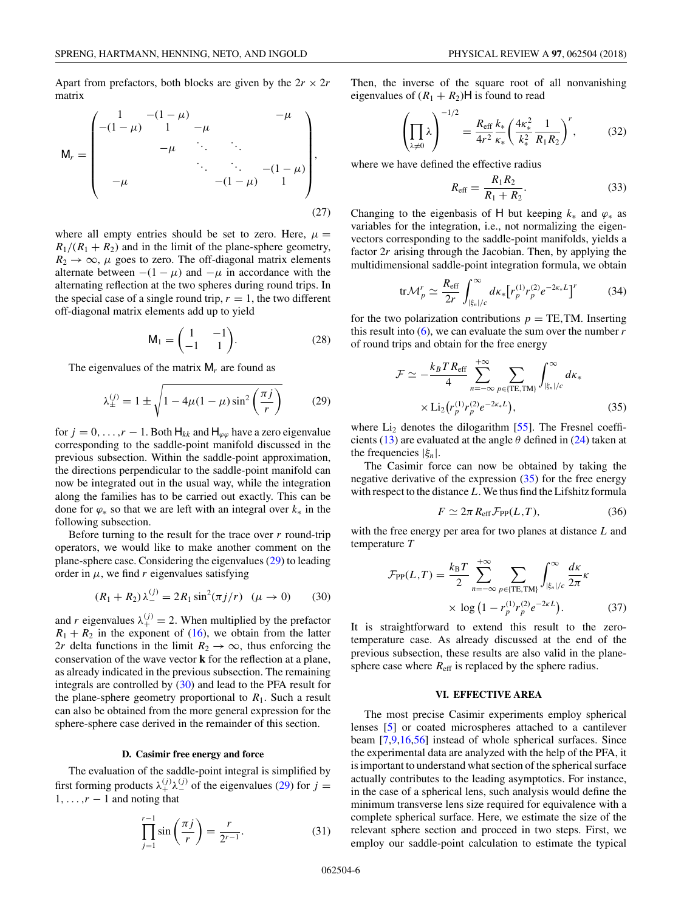Apart from prefactors, both blocks are given by the $2r \times 2r$ matrix

$$
\mathsf{M}_r = \begin{pmatrix} 1 & -(1-\mu) & & & & -\mu \\ -(1-\mu) & 1 & -\mu & & & \\ & -\mu & \ddots & \ddots & & \\ & & \ddots & \ddots & -(1-\mu) & \\ -\mu & & & -(1-\mu) & 1 & \end{pmatrix}, \tag{27}
$$

where all empty entries should be set to zero. Here, $\mu = R_1/(R_1 + R_2)$ and in the limit of the plane-sphere geometry, $R_2 \to \infty$, $\mu$ goes to zero. The off-diagonal matrix elements alternate between $-(1-\mu)$ and $-\mu$ in accordance with the alternating reflection at the two spheres during round trips. In the special case of a single round trip, $r = 1$, the two different off-diagonal matrix elements add up to yield

$$
\mathsf{M}_1 = \begin{pmatrix} 1 & -1 \\ -1 & 1 \end{pmatrix}. \tag{28}
$$

The eigenvalues of the matrix $\mathsf{M}_r$ are found as

$$
\lambda_\pm^{(j)} = 1 \pm \sqrt{1 - 4\mu(1-\mu)\sin^2\left(\frac{\pi j}{r}\right)} \tag{29}
$$

for $j = 0, \ldots, r-1$. Both $\mathsf{H}_{kk}$ and $\mathsf{H}_{\varphi\varphi}$ have a zero eigenvalue corresponding to the saddle-point manifold discussed in the previous subsection. Within the saddle-point approximation, the directions perpendicular to the saddle-point manifold can now be integrated out in the usual way, while the integration along the families has to be carried out exactly. This can be done for $\varphi_*$ so that we are left with an integral over $k_*$ in the following subsection.

Before turning to the result for the trace over $r$ round-trip operators, we would like to make another comment on the plane-sphere case. Considering the eigenvalues (29) to leading order in $\mu$, we find $r$ eigenvalues satisfying

$$
(R_1 + R_2)\,\lambda_-^{(j)} = 2R_1 \sin^2(\pi j/r) \quad (\mu \to 0) \tag{30}
$$

and $r$ eigenvalues $\lambda_+^{(j)} = 2$. When multiplied by the prefactor $R_1 + R_2$ in the exponent of (16), we obtain from the latter $2r$ delta functions in the limit $R_2 \to \infty$, thus enforcing the conservation of the wave vector $\mathbf{k}$ for the reflection at a plane, as already indicated in the previous subsection. The remaining integrals are controlled by (30) and lead to the PFA result for the plane-sphere geometry proportional to $R_1$. Such a result can also be obtained from the more general expression for the sphere-sphere case derived in the remainder of this section.

### D. Casimir free energy and force

The evaluation of the saddle-point integral is simplified by first forming products $\lambda_+^{(j)}\lambda_-^{(j)}$ of the eigenvalues (29) for $j = 1, \ldots, r-1$ and noting that

$$
\prod_{j=1}^{r-1} \sin\left(\frac{\pi j}{r}\right) = \frac{r}{2^{r-1}}. \tag{31}
$$

Then, the inverse of the square root of all nonvanishing eigenvalues of $(R_1 + R_2)\mathsf{H}$ is found to read

$$
\left(\prod_{\lambda \neq 0} \lambda\right)^{-1/2} = \frac{R_{\text{eff}}}{4r^2}\frac{k_*}{\kappa_*}\left(\frac{4\kappa_*^2}{k_*^2}\frac{1}{R_1 R_2}\right)^r, \tag{32}
$$

where we have defined the effective radius

$$
R_{\text{eff}} = \frac{R_1 R_2}{R_1 + R_2}. \tag{33}
$$

Changing to the eigenbasis of $\mathsf{H}$ but keeping $k_*$ and $\varphi_*$ as variables for the integration, i.e., not normalizing the eigenvectors corresponding to the saddle-point manifolds, yields a factor $2r$ arising through the Jacobian. Then, by applying the multidimensional saddle-point integration formula, we obtain

$$
\text{tr}\mathcal{M}_p^r \simeq \frac{R_{\text{eff}}}{2r}\int_{|\xi_n|/c}^{\infty} d\kappa_* \left[r_p^{(1)} r_p^{(2)} e^{-2\kappa_* L}\right]^r \tag{34}
$$

for the two polarization contributions $p = \text{TE,TM}$. Inserting this result into (6), we can evaluate the sum over the number $r$ of round trips and obtain for the free energy

$$
\mathcal{F} \simeq -\frac{k_B T R_{\text{eff}}}{4}\sum_{n=-\infty}^{+\infty}\sum_{p\in\{\text{TE,TM}\}}\int_{|\xi_n|/c}^{\infty} d\kappa_* \times \text{Li}_2\left(r_p^{(1)} r_p^{(2)} e^{-2\kappa_* L}\right), \tag{35}
$$

where $\text{Li}_2$ denotes the dilogarithm [55]. The Fresnel coefficients (13) are evaluated at the angle $\theta$ defined in (24) taken at the frequencies $|\xi_n|$.

The Casimir force can now be obtained by taking the negative derivative of the expression (35) for the free energy with respect to the distance $L$. We thus find the Lifshitz formula

$$
F \simeq 2\pi R_{\text{eff}} \mathcal{F}_{\text{PP}}(L,T), \tag{36}
$$

with the free energy per area for two planes at distance $L$ and temperature $T$

$$
\mathcal{F}_{\text{PP}}(L,T) = \frac{k_B T}{2}\sum_{n=-\infty}^{+\infty}\sum_{p\in\{\text{TE,TM}\}}\int_{|\xi_n|/c}^{\infty}\frac{d\kappa}{2\pi}\kappa \times \log\left(1 - r_p^{(1)} r_p^{(2)} e^{-2\kappa L}\right). \tag{37}
$$

It is straightforward to extend this result to the zero-temperature case. As already discussed at the end of the previous subsection, these results are also valid in the plane-sphere case where $R_{\text{eff}}$ is replaced by the sphere radius.

## VI. EFFECTIVE AREA

The most precise Casimir experiments employ spherical lenses [5] or coated microspheres attached to a cantilever beam [7,9,16,56] instead of whole spherical surfaces. Since the experimental data are analyzed with the help of the PFA, it is important to understand what section of the spherical surface actually contributes to the leading asymptotics. For instance, in the case of a spherical lens, such analysis would define the minimum transverse lens size required for equivalence with a complete spherical surface. Here, we estimate the size of the relevant sphere section and proceed in two steps. First, we employ our saddle-point calculation to estimate the typical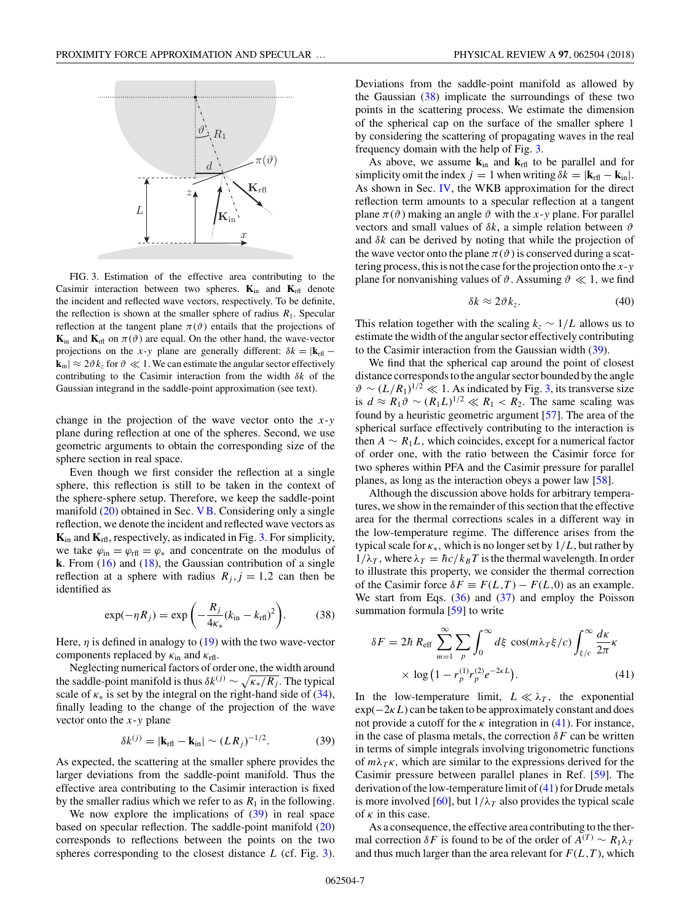FIG. 3. Estimation of the effective area contributing to the Casimir interaction between two spheres. $\mathbf{K}_{\rm in}$ and $\mathbf{K}_{\rm rfl}$ denote the incident and reflected wave vectors, respectively. To be definite, the reflection is shown at the smaller sphere of radius $R_1$. Specular reflection at the tangent plane $\pi(\vartheta)$ entails that the projections of $\mathbf{K}_{\rm in}$ and $\mathbf{K}_{\rm rfl}$ on $\pi(\vartheta)$ are equal. On the other hand, the wave-vector projections on the $x$-$y$ plane are generally different: $\delta k = |\mathbf{k}_{\rm rfl} - \mathbf{k}_{\rm in}| \approx 2\vartheta k_z$ for $\vartheta \ll 1$. We can estimate the angular sector effectively contributing to the Casimir interaction from the width $\delta k$ of the Gaussian integrand in the saddle-point approximation (see text).

change in the projection of the wave vector onto the $x$-$y$ plane during reflection at one of the spheres. Second, we use geometric arguments to obtain the corresponding size of the sphere section in real space.

Even though we first consider the reflection at a single sphere, this reflection is still to be taken in the context of the sphere-sphere setup. Therefore, we keep the saddle-point manifold (20) obtained in Sec. V B. Considering only a single reflection, we denote the incident and reflected wave vectors as $\mathbf{K}_{\rm in}$ and $\mathbf{K}_{\rm rfl}$, respectively, as indicated in Fig. 3. For simplicity, we take $\varphi_{\rm in} = \varphi_{\rm rfl} = \varphi_*$ and concentrate on the modulus of $\mathbf{k}$. From (16) and (18), the Gaussian contribution of a single reflection at a sphere with radius $R_j, j = 1,2$ can then be identified as

$$\exp(-\eta R_j) = \exp\left(-\frac{R_j}{4\kappa_*}(k_{\rm in} - k_{\rm rfl})^2\right). \tag{38}$$

Here, $\eta$ is defined in analogy to (19) with the two wave-vector components replaced by $\kappa_{\rm in}$ and $\kappa_{\rm rfl}$.

Neglecting numerical factors of order one, the width around the saddle-point manifold is thus $\delta k^{(j)} \sim \sqrt{\kappa_*/R_j}$. The typical scale of $\kappa_*$ is set by the integral on the right-hand side of (34), finally leading to the change of the projection of the wave vector onto the $x$-$y$ plane

$$\delta k^{(j)} = |\mathbf{k}_{\rm rfl} - \mathbf{k}_{\rm in}| \sim (LR_j)^{-1/2}. \tag{39}$$

As expected, the scattering at the smaller sphere provides the larger deviations from the saddle-point manifold. Thus the effective area contributing to the Casimir interaction is fixed by the smaller radius which we refer to as $R_1$ in the following.

We now explore the implications of (39) in real space based on specular reflection. The saddle-point manifold (20) corresponds to reflections between the points on the two spheres corresponding to the closest distance $L$ (cf. Fig. 3). Deviations from the saddle-point manifold as allowed by the Gaussian (38) implicate the surroundings of these two points in the scattering process. We estimate the dimension of the spherical cap on the surface of the smaller sphere 1 by considering the scattering of propagating waves in the real frequency domain with the help of Fig. 3.

As above, we assume $\mathbf{k}_{\rm in}$ and $\mathbf{k}_{\rm rfl}$ to be parallel and for simplicity omit the index $j = 1$ when writing $\delta k = |\mathbf{k}_{\rm rfl} - \mathbf{k}_{\rm in}|$. As shown in Sec. IV, the WKB approximation for the direct reflection term amounts to a specular reflection at a tangent plane $\pi(\vartheta)$ making an angle $\vartheta$ with the $x$-$y$ plane. For parallel vectors and small values of $\delta k$, a simple relation between $\vartheta$ and $\delta k$ can be derived by noting that while the projection of the wave vector onto the plane $\pi(\vartheta)$ is conserved during a scattering process, this is not the case for the projection onto the $x$-$y$ plane for nonvanishing values of $\vartheta$. Assuming $\vartheta \ll 1$, we find

$$\delta k \approx 2\vartheta k_z. \tag{40}$$

This relation together with the scaling $k_z \sim 1/L$ allows us to estimate the width of the angular sector effectively contributing to the Casimir interaction from the Gaussian width (39).

We find that the spherical cap around the point of closest distance corresponds to the angular sector bounded by the angle $\vartheta \sim (L/R_1)^{1/2} \ll 1$. As indicated by Fig. 3, its transverse size is $d \approx R_1\vartheta \sim (R_1L)^{1/2} \ll R_1 < R_2$. The same scaling was found by a heuristic geometric argument [57]. The area of the spherical surface effectively contributing to the interaction is then $A \sim R_1L$, which coincides, except for a numerical factor of order one, with the ratio between the Casimir force for two spheres within PFA and the Casimir pressure for parallel planes, as long as the interaction obeys a power law [58].

Although the discussion above holds for arbitrary temperatures, we show in the remainder of this section that the effective area for the thermal corrections scales in a different way in the low-temperature regime. The difference arises from the typical scale for $\kappa_*$, which is no longer set by $1/L$, but rather by $1/\lambda_T$, where $\lambda_T = \hbar c/k_BT$ is the thermal wavelength. In order to illustrate this property, we consider the thermal correction of the Casimir force $\delta F \equiv F(L,T) - F(L,0)$ as an example. We start from Eqs. (36) and (37) and employ the Poisson summation formula [59] to write

$$\delta F = 2\hbar\, R_{\rm eff} \sum_{m=1}^{\infty}\sum_{p}\int_0^\infty d\xi\, \cos(m\lambda_T\xi/c)\int_{\xi/c}^\infty \frac{d\kappa}{2\pi}\kappa \times \log\left(1 - r_p^{(1)}r_p^{(2)}e^{-2\kappa L}\right). \tag{41}$$

In the low-temperature limit, $L \ll \lambda_T$, the exponential $\exp(-2\kappa L)$ can be taken to be approximately constant and does not provide a cutoff for the $\kappa$ integration in (41). For instance, in the case of plasma metals, the correction $\delta F$ can be written in terms of simple integrals involving trigonometric functions of $m\lambda_T\kappa$, which are similar to the expressions derived for the Casimir pressure between parallel planes in Ref. [59]. The derivation of the low-temperature limit of (41) for Drude metals is more involved [60], but $1/\lambda_T$ also provides the typical scale of $\kappa$ in this case.

As a consequence, the effective area contributing to the thermal correction $\delta F$ is found to be of the order of $A^{(T)} \sim R_1\lambda_T$ and thus much larger than the area relevant for $F(L,T)$, which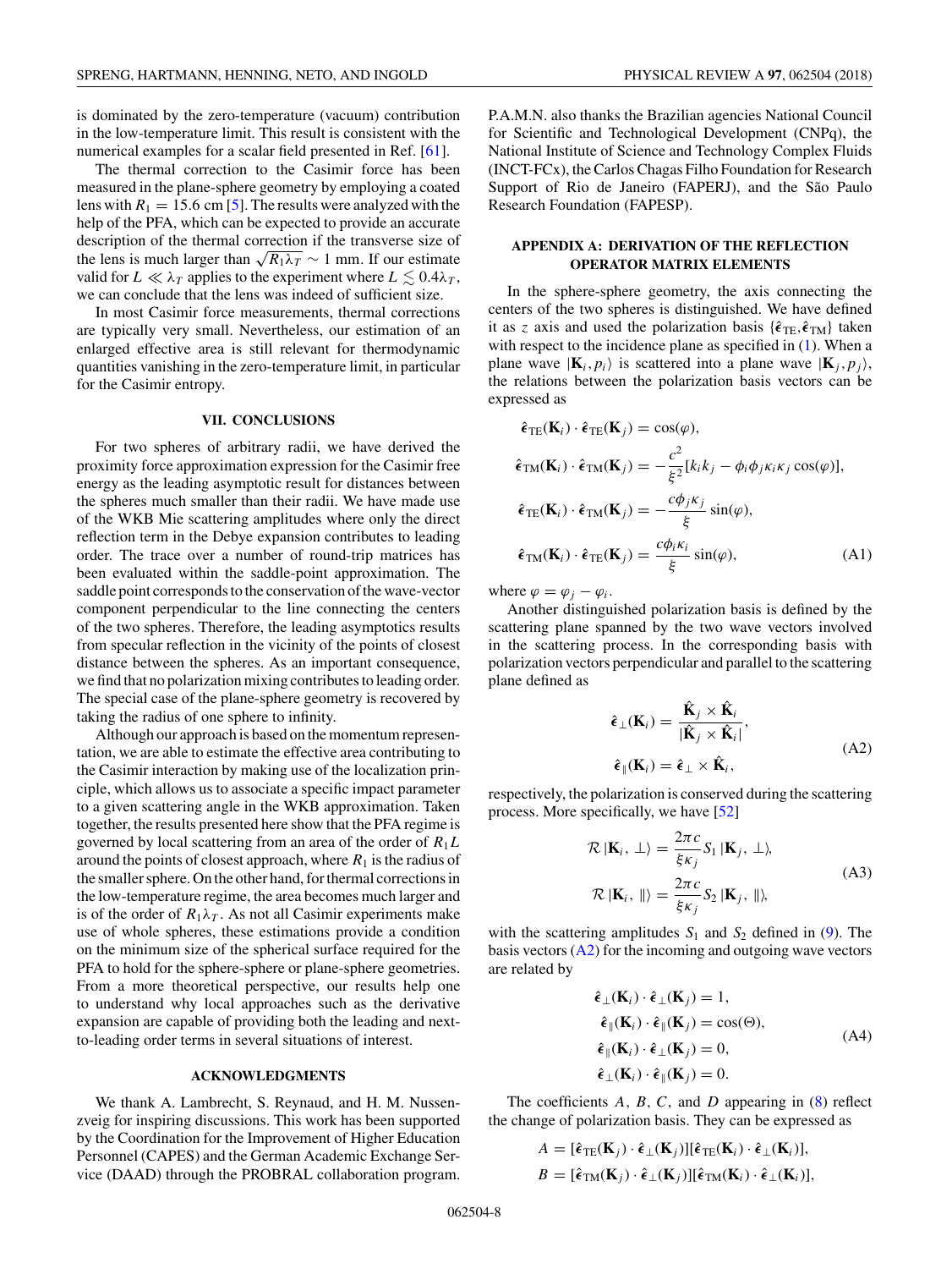is dominated by the zero-temperature (vacuum) contribution in the low-temperature limit. This result is consistent with the numerical examples for a scalar field presented in Ref. [61].

The thermal correction to the Casimir force has been measured in the plane-sphere geometry by employing a coated lens with $R_1 = 15.6$ cm [5]. The results were analyzed with the help of the PFA, which can be expected to provide an accurate description of the thermal correction if the transverse size of the lens is much larger than $\sqrt{R_1\lambda_T} \sim 1$ mm. If our estimate valid for $L \ll \lambda_T$ applies to the experiment where $L \lesssim 0.4\lambda_T$, we can conclude that the lens was indeed of sufficient size.

In most Casimir force measurements, thermal corrections are typically very small. Nevertheless, our estimation of an enlarged effective area is still relevant for thermodynamic quantities vanishing in the zero-temperature limit, in particular for the Casimir entropy.

## VII. CONCLUSIONS

For two spheres of arbitrary radii, we have derived the proximity force approximation expression for the Casimir free energy as the leading asymptotic result for distances between the spheres much smaller than their radii. We have made use of the WKB Mie scattering amplitudes where only the direct reflection term in the Debye expansion contributes to leading order. The trace over a number of round-trip matrices has been evaluated within the saddle-point approximation. The saddle point corresponds to the conservation of the wave-vector component perpendicular to the line connecting the centers of the two spheres. Therefore, the leading asymptotics results from specular reflection in the vicinity of the points of closest distance between the spheres. As an important consequence, we find that no polarization mixing contributes to leading order. The special case of the plane-sphere geometry is recovered by taking the radius of one sphere to infinity.

Although our approach is based on the momentum representation, we are able to estimate the effective area contributing to the Casimir interaction by making use of the localization principle, which allows us to associate a specific impact parameter to a given scattering angle in the WKB approximation. Taken together, the results presented here show that the PFA regime is governed by local scattering from an area of the order of $R_1L$ around the points of closest approach, where $R_1$ is the radius of the smaller sphere. On the other hand, for thermal corrections in the low-temperature regime, the area becomes much larger and is of the order of $R_1\lambda_T$. As not all Casimir experiments make use of whole spheres, these estimations provide a condition on the minimum size of the spherical surface required for the PFA to hold for the sphere-sphere or plane-sphere geometries. From a more theoretical perspective, our results help one to understand why local approaches such as the derivative expansion are capable of providing both the leading and next-to-leading order terms in several situations of interest.

## ACKNOWLEDGMENTS

We thank A. Lambrecht, S. Reynaud, and H. M. Nussenzveig for inspiring discussions. This work has been supported by the Coordination for the Improvement of Higher Education Personnel (CAPES) and the German Academic Exchange Service (DAAD) through the PROBRAL collaboration program. P.A.M.N. also thanks the Brazilian agencies National Council for Scientific and Technological Development (CNPq), the National Institute of Science and Technology Complex Fluids (INCT-FCx), the Carlos Chagas Filho Foundation for Research Support of Rio de Janeiro (FAPERJ), and the São Paulo Research Foundation (FAPESP).

## APPENDIX A: DERIVATION OF THE REFLECTION OPERATOR MATRIX ELEMENTS

In the sphere-sphere geometry, the axis connecting the centers of the two spheres is distinguished. We have defined it as $z$ axis and used the polarization basis $\{\hat{\boldsymbol{\epsilon}}_{\rm TE},\hat{\boldsymbol{\epsilon}}_{\rm TM}\}$ taken with respect to the incidence plane as specified in (1). When a plane wave $|\mathbf{K}_i, p_i\rangle$ is scattered into a plane wave $|\mathbf{K}_j, p_j\rangle$, the relations between the polarization basis vectors can be expressed as

$$
\begin{aligned}
\hat{\boldsymbol{\epsilon}}_{\rm TE}(\mathbf{K}_i)\cdot\hat{\boldsymbol{\epsilon}}_{\rm TE}(\mathbf{K}_j) &= \cos(\varphi),\\
\hat{\boldsymbol{\epsilon}}_{\rm TM}(\mathbf{K}_i)\cdot\hat{\boldsymbol{\epsilon}}_{\rm TM}(\mathbf{K}_j) &= -\frac{c^2}{\xi^2}[k_ik_j - \phi_i\phi_j\kappa_i\kappa_j\cos(\varphi)],\\
\hat{\boldsymbol{\epsilon}}_{\rm TE}(\mathbf{K}_i)\cdot\hat{\boldsymbol{\epsilon}}_{\rm TM}(\mathbf{K}_j) &= -\frac{c\phi_j\kappa_j}{\xi}\sin(\varphi),\\
\hat{\boldsymbol{\epsilon}}_{\rm TM}(\mathbf{K}_i)\cdot\hat{\boldsymbol{\epsilon}}_{\rm TE}(\mathbf{K}_j) &= \frac{c\phi_i\kappa_i}{\xi}\sin(\varphi),
\end{aligned}
\tag{A1}
$$

where $\varphi = \varphi_j - \varphi_i$.

Another distinguished polarization basis is defined by the scattering plane spanned by the two wave vectors involved in the scattering process. In the corresponding basis with polarization vectors perpendicular and parallel to the scattering plane defined as

$$
\begin{aligned}
\hat{\boldsymbol{\epsilon}}_{\perp}(\mathbf{K}_i) &= \frac{\hat{\mathbf{K}}_j\times\hat{\mathbf{K}}_i}{|\hat{\mathbf{K}}_j\times\hat{\mathbf{K}}_i|},\\
\hat{\boldsymbol{\epsilon}}_{\parallel}(\mathbf{K}_i) &= \hat{\boldsymbol{\epsilon}}_{\perp}\times\hat{\mathbf{K}}_i,
\end{aligned}
\tag{A2}
$$

respectively, the polarization is conserved during the scattering process. More specifically, we have [52]

$$
\begin{aligned}
\mathcal{R}\,|\mathbf{K}_i,\perp\rangle &= \frac{2\pi c}{\xi\kappa_j}S_1\,|\mathbf{K}_j,\perp\rangle,\\
\mathcal{R}\,|\mathbf{K}_i,\parallel\rangle &= \frac{2\pi c}{\xi\kappa_j}S_2\,|\mathbf{K}_j,\parallel\rangle,
\end{aligned}
\tag{A3}
$$

with the scattering amplitudes $S_1$ and $S_2$ defined in (9). The basis vectors (A2) for the incoming and outgoing wave vectors are related by

$$
\begin{aligned}
\hat{\boldsymbol{\epsilon}}_{\perp}(\mathbf{K}_i)\cdot\hat{\boldsymbol{\epsilon}}_{\perp}(\mathbf{K}_j) &= 1,\\
\hat{\boldsymbol{\epsilon}}_{\parallel}(\mathbf{K}_i)\cdot\hat{\boldsymbol{\epsilon}}_{\parallel}(\mathbf{K}_j) &= \cos(\Theta),\\
\hat{\boldsymbol{\epsilon}}_{\parallel}(\mathbf{K}_i)\cdot\hat{\boldsymbol{\epsilon}}_{\perp}(\mathbf{K}_j) &= 0,\\
\hat{\boldsymbol{\epsilon}}_{\perp}(\mathbf{K}_i)\cdot\hat{\boldsymbol{\epsilon}}_{\parallel}(\mathbf{K}_j) &= 0.
\end{aligned}
\tag{A4}
$$

The coefficients $A$, $B$, $C$, and $D$ appearing in (8) reflect the change of polarization basis. They can be expressed as

$$
\begin{aligned}
A &= [\hat{\boldsymbol{\epsilon}}_{\rm TE}(\mathbf{K}_j)\cdot\hat{\boldsymbol{\epsilon}}_{\perp}(\mathbf{K}_j)][\hat{\boldsymbol{\epsilon}}_{\rm TE}(\mathbf{K}_i)\cdot\hat{\boldsymbol{\epsilon}}_{\perp}(\mathbf{K}_i)],\\
B &= [\hat{\boldsymbol{\epsilon}}_{\rm TM}(\mathbf{K}_j)\cdot\hat{\boldsymbol{\epsilon}}_{\perp}(\mathbf{K}_j)][\hat{\boldsymbol{\epsilon}}_{\rm TM}(\mathbf{K}_i)\cdot\hat{\boldsymbol{\epsilon}}_{\perp}(\mathbf{K}_i)],
\end{aligned}
$$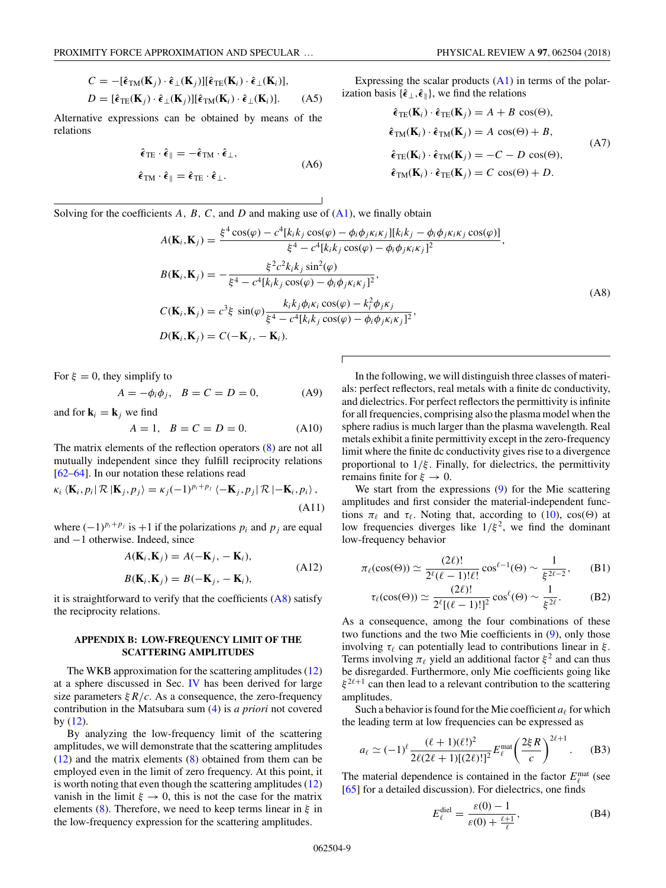$$C = -[\hat{\boldsymbol{\epsilon}}_{\rm TM}(\mathbf{K}_j)\cdot\hat{\boldsymbol{\epsilon}}_{\perp}(\mathbf{K}_j)][\hat{\boldsymbol{\epsilon}}_{\rm TE}(\mathbf{K}_i)\cdot\hat{\boldsymbol{\epsilon}}_{\perp}(\mathbf{K}_i)],$$
$$D = [\hat{\boldsymbol{\epsilon}}_{\rm TE}(\mathbf{K}_j)\cdot\hat{\boldsymbol{\epsilon}}_{\perp}(\mathbf{K}_j)][\hat{\boldsymbol{\epsilon}}_{\rm TM}(\mathbf{K}_i)\cdot\hat{\boldsymbol{\epsilon}}_{\perp}(\mathbf{K}_i)]. \tag{A5}$$

Alternative expressions can be obtained by means of the relations

$$\hat{\boldsymbol{\epsilon}}_{\rm TE}\cdot\hat{\boldsymbol{\epsilon}}_{\parallel} = -\hat{\boldsymbol{\epsilon}}_{\rm TM}\cdot\hat{\boldsymbol{\epsilon}}_{\perp},$$
$$\hat{\boldsymbol{\epsilon}}_{\rm TM}\cdot\hat{\boldsymbol{\epsilon}}_{\parallel} = \hat{\boldsymbol{\epsilon}}_{\rm TE}\cdot\hat{\boldsymbol{\epsilon}}_{\perp}. \tag{A6}$$

Expressing the scalar products (A1) in terms of the polarization basis $\{\hat{\boldsymbol{\epsilon}}_{\perp},\hat{\boldsymbol{\epsilon}}_{\parallel}\}$, we find the relations

$$\hat{\boldsymbol{\epsilon}}_{\rm TE}(\mathbf{K}_i)\cdot\hat{\boldsymbol{\epsilon}}_{\rm TE}(\mathbf{K}_j) = A + B\cos(\Theta),$$
$$\hat{\boldsymbol{\epsilon}}_{\rm TM}(\mathbf{K}_i)\cdot\hat{\boldsymbol{\epsilon}}_{\rm TM}(\mathbf{K}_j) = A\cos(\Theta) + B,$$
$$\hat{\boldsymbol{\epsilon}}_{\rm TE}(\mathbf{K}_i)\cdot\hat{\boldsymbol{\epsilon}}_{\rm TM}(\mathbf{K}_j) = -C - D\cos(\Theta),$$
$$\hat{\boldsymbol{\epsilon}}_{\rm TM}(\mathbf{K}_i)\cdot\hat{\boldsymbol{\epsilon}}_{\rm TE}(\mathbf{K}_j) = C\cos(\Theta) + D. \tag{A7}$$

Solving for the coefficients $A$, $B$, $C$, and $D$ and making use of (A1), we finally obtain

$$A(\mathbf{K}_i,\mathbf{K}_j) = \frac{\xi^4\cos(\varphi) - c^4[k_ik_j\cos(\varphi) - \phi_i\phi_j\kappa_i\kappa_j][k_ik_j - \phi_i\phi_j\kappa_i\kappa_j\cos(\varphi)]}{\xi^4 - c^4[k_ik_j\cos(\varphi) - \phi_i\phi_j\kappa_i\kappa_j]^2},$$
$$B(\mathbf{K}_i,\mathbf{K}_j) = -\frac{\xi^2c^2k_ik_j\sin^2(\varphi)}{\xi^4 - c^4[k_ik_j\cos(\varphi) - \phi_i\phi_j\kappa_i\kappa_j]^2},$$
$$C(\mathbf{K}_i,\mathbf{K}_j) = c^3\xi\,\sin(\varphi)\frac{k_ik_j\phi_i\kappa_i\cos(\varphi) - k_i^2\phi_j\kappa_j}{\xi^4 - c^4[k_ik_j\cos(\varphi) - \phi_i\phi_j\kappa_i\kappa_j]^2},$$
$$D(\mathbf{K}_i,\mathbf{K}_j) = C(-\mathbf{K}_j,-\mathbf{K}_i). \tag{A8}$$

For $\xi = 0$, they simplify to

$$A = -\phi_i\phi_j,\quad B = C = D = 0, \tag{A9}$$

and for $\mathbf{k}_i = \mathbf{k}_j$ we find

$$A = 1,\quad B = C = D = 0. \tag{A10}$$

The matrix elements of the reflection operators (8) are not all mutually independent since they fulfill reciprocity relations [62–64]. In our notation these relations read

$$\kappa_i\,\langle\mathbf{K}_i,p_i|\,\mathcal{R}\,|\mathbf{K}_j,p_j\rangle = \kappa_j(-1)^{p_i+p_j}\,\langle-\mathbf{K}_j,p_j|\,\mathcal{R}\,|-\mathbf{K}_i,p_i\rangle\,, \tag{A11}$$

where $(-1)^{p_i+p_j}$ is $+1$ if the polarizations $p_i$ and $p_j$ are equal and $-1$ otherwise. Indeed, since

$$A(\mathbf{K}_i,\mathbf{K}_j) = A(-\mathbf{K}_j,-\mathbf{K}_i),$$
$$B(\mathbf{K}_i,\mathbf{K}_j) = B(-\mathbf{K}_j,-\mathbf{K}_i), \tag{A12}$$

it is straightforward to verify that the coefficients (A8) satisfy the reciprocity relations.

## APPENDIX B: LOW-FREQUENCY LIMIT OF THE SCATTERING AMPLITUDES

The WKB approximation for the scattering amplitudes (12) at a sphere discussed in Sec. IV has been derived for large size parameters $\xi R/c$. As a consequence, the zero-frequency contribution in the Matsubara sum (4) is *a priori* not covered by (12).

By analyzing the low-frequency limit of the scattering amplitudes, we will demonstrate that the scattering amplitudes (12) and the matrix elements (8) obtained from them can be employed even in the limit of zero frequency. At this point, it is worth noting that even though the scattering amplitudes (12) vanish in the limit $\xi \to 0$, this is not the case for the matrix elements (8). Therefore, we need to keep terms linear in $\xi$ in the low-frequency expression for the scattering amplitudes.

In the following, we will distinguish three classes of materials: perfect reflectors, real metals with a finite dc conductivity, and dielectrics. For perfect reflectors the permittivity is infinite for all frequencies, comprising also the plasma model when the sphere radius is much larger than the plasma wavelength. Real metals exhibit a finite permittivity except in the zero-frequency limit where the finite dc conductivity gives rise to a divergence proportional to $1/\xi$. Finally, for dielectrics, the permittivity remains finite for $\xi \to 0$.

We start from the expressions (9) for the Mie scattering amplitudes and first consider the material-independent functions $\pi_\ell$ and $\tau_\ell$. Noting that, according to (10), $\cos(\Theta)$ at low frequencies diverges like $1/\xi^2$, we find the dominant low-frequency behavior

$$\pi_\ell(\cos(\Theta)) \simeq \frac{(2\ell)!}{2^\ell(\ell-1)!\ell!}\cos^{\ell-1}(\Theta) \sim \frac{1}{\xi^{2\ell-2}}, \tag{B1}$$

$$\tau_\ell(\cos(\Theta)) \simeq \frac{(2\ell)!}{2^\ell[(\ell-1)!]^2}\cos^{\ell}(\Theta) \sim \frac{1}{\xi^{2\ell}}. \tag{B2}$$

As a consequence, among the four combinations of these two functions and the two Mie coefficients in (9), only those involving $\tau_\ell$ can potentially lead to contributions linear in $\xi$. Terms involving $\pi_\ell$ yield an additional factor $\xi^2$ and can thus be disregarded. Furthermore, only Mie coefficients going like $\xi^{2\ell+1}$ can then lead to a relevant contribution to the scattering amplitudes.

Such a behavior is found for the Mie coefficient $a_\ell$ for which the leading term at low frequencies can be expressed as

$$a_\ell \simeq (-1)^\ell\frac{(\ell+1)(\ell!)^2}{2\ell(2\ell+1)[(2\ell)!]^2}E_\ell^{\rm mat}\left(\frac{2\xi R}{c}\right)^{2\ell+1}. \tag{B3}$$

The material dependence is contained in the factor $E_\ell^{\rm mat}$ (see [65] for a detailed discussion). For dielectrics, one finds

$$E_\ell^{\rm diel} = \frac{\varepsilon(0)-1}{\varepsilon(0)+\frac{\ell+1}{\ell}}, \tag{B4}$$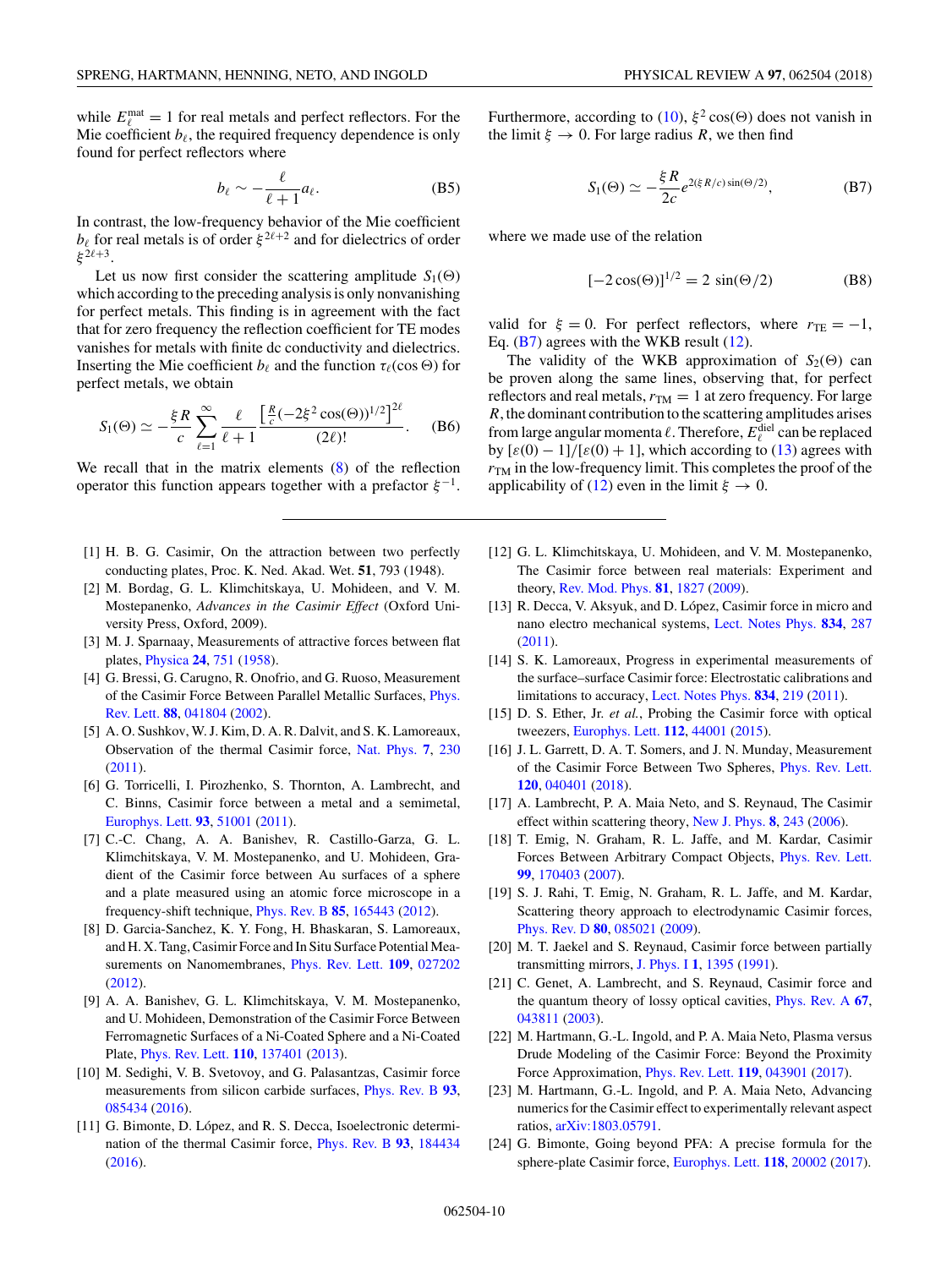while $E_\ell^{\rm mat} = 1$ for real metals and perfect reflectors. For the Mie coefficient $b_\ell$, the required frequency dependence is only found for perfect reflectors where

$$b_\ell \sim -\frac{\ell}{\ell+1} a_\ell. \tag{B5}$$

In contrast, the low-frequency behavior of the Mie coefficient $b_\ell$ for real metals is of order $\xi^{2\ell+2}$ and for dielectrics of order $\xi^{2\ell+3}$.

Let us now first consider the scattering amplitude $S_1(\Theta)$ which according to the preceding analysis is only nonvanishing for perfect metals. This finding is in agreement with the fact that for zero frequency the reflection coefficient for TE modes vanishes for metals with finite dc conductivity and dielectrics. Inserting the Mie coefficient $b_\ell$ and the function $\tau_\ell(\cos\Theta)$ for perfect metals, we obtain

$$S_1(\Theta) \simeq -\frac{\xi R}{c} \sum_{\ell=1}^{\infty} \frac{\ell}{\ell+1} \frac{\left[\frac{R}{c}(-2\xi^2\cos(\Theta))^{1/2}\right]^{2\ell}}{(2\ell)!}. \tag{B6}$$

We recall that in the matrix elements (8) of the reflection operator this function appears together with a prefactor $\xi^{-1}$. Furthermore, according to (10), $\xi^2\cos(\Theta)$ does not vanish in the limit $\xi \to 0$. For large radius $R$, we then find

$$S_1(\Theta) \simeq -\frac{\xi R}{2c} e^{2(\xi R/c)\sin(\Theta/2)}, \tag{B7}$$

where we made use of the relation

$$[-2\cos(\Theta)]^{1/2} = 2\sin(\Theta/2) \tag{B8}$$

valid for $\xi = 0$. For perfect reflectors, where $r_{\rm TE} = -1$, Eq. (B7) agrees with the WKB result (12).

The validity of the WKB approximation of $S_2(\Theta)$ can be proven along the same lines, observing that, for perfect reflectors and real metals, $r_{\rm TM} = 1$ at zero frequency. For large $R$, the dominant contribution to the scattering amplitudes arises from large angular momenta $\ell$. Therefore, $E_\ell^{\rm diel}$ can be replaced by $[\varepsilon(0) - 1]/[\varepsilon(0) + 1]$, which according to (13) agrees with $r_{\rm TM}$ in the low-frequency limit. This completes the proof of the applicability of (12) even in the limit $\xi \to 0$.

---

[1] H. B. G. Casimir, On the attraction between two perfectly conducting plates, Proc. K. Ned. Akad. Wet. **51**, 793 (1948).

[2] M. Bordag, G. L. Klimchitskaya, U. Mohideen, and V. M. Mostepanenko, *Advances in the Casimir Effect* (Oxford University Press, Oxford, 2009).

[3] M. J. Sparnaay, Measurements of attractive forces between flat plates, Physica **24**, 751 (1958).

[4] G. Bressi, G. Carugno, R. Onofrio, and G. Ruoso, Measurement of the Casimir Force Between Parallel Metallic Surfaces, Phys. Rev. Lett. **88**, 041804 (2002).

[5] A. O. Sushkov, W. J. Kim, D. A. R. Dalvit, and S. K. Lamoreaux, Observation of the thermal Casimir force, Nat. Phys. **7**, 230 (2011).

[6] G. Torricelli, I. Pirozhenko, S. Thornton, A. Lambrecht, and C. Binns, Casimir force between a metal and a semimetal, Europhys. Lett. **93**, 51001 (2011).

[7] C.-C. Chang, A. A. Banishev, R. Castillo-Garza, G. L. Klimchitskaya, V. M. Mostepanenko, and U. Mohideen, Gradient of the Casimir force between Au surfaces of a sphere and a plate measured using an atomic force microscope in a frequency-shift technique, Phys. Rev. B **85**, 165443 (2012).

[8] D. Garcia-Sanchez, K. Y. Fong, H. Bhaskaran, S. Lamoreaux, and H. X. Tang, Casimir Force and In Situ Surface Potential Measurements on Nanomembranes, Phys. Rev. Lett. **109**, 027202 (2012).

[9] A. A. Banishev, G. L. Klimchitskaya, V. M. Mostepanenko, and U. Mohideen, Demonstration of the Casimir Force Between Ferromagnetic Surfaces of a Ni-Coated Sphere and a Ni-Coated Plate, Phys. Rev. Lett. **110**, 137401 (2013).

[10] M. Sedighi, V. B. Svetovoy, and G. Palasantzas, Casimir force measurements from silicon carbide surfaces, Phys. Rev. B **93**, 085434 (2016).

[11] G. Bimonte, D. López, and R. S. Decca, Isoelectronic determination of the thermal Casimir force, Phys. Rev. B **93**, 184434 (2016).

[12] G. L. Klimchitskaya, U. Mohideen, and V. M. Mostepanenko, The Casimir force between real materials: Experiment and theory, Rev. Mod. Phys. **81**, 1827 (2009).

[13] R. Decca, V. Aksyuk, and D. López, Casimir force in micro and nano electro mechanical systems, Lect. Notes Phys. **834**, 287 (2011).

[14] S. K. Lamoreaux, Progress in experimental measurements of the surface–surface Casimir force: Electrostatic calibrations and limitations to accuracy, Lect. Notes Phys. **834**, 219 (2011).

[15] D. S. Ether, Jr. *et al.*, Probing the Casimir force with optical tweezers, Europhys. Lett. **112**, 44001 (2015).

[16] J. L. Garrett, D. A. T. Somers, and J. N. Munday, Measurement of the Casimir Force Between Two Spheres, Phys. Rev. Lett. **120**, 040401 (2018).

[17] A. Lambrecht, P. A. Maia Neto, and S. Reynaud, The Casimir effect within scattering theory, New J. Phys. **8**, 243 (2006).

[18] T. Emig, N. Graham, R. L. Jaffe, and M. Kardar, Casimir Forces Between Arbitrary Compact Objects, Phys. Rev. Lett. **99**, 170403 (2007).

[19] S. J. Rahi, T. Emig, N. Graham, R. L. Jaffe, and M. Kardar, Scattering theory approach to electrodynamic Casimir forces, Phys. Rev. D **80**, 085021 (2009).

[20] M. T. Jaekel and S. Reynaud, Casimir force between partially transmitting mirrors, J. Phys. I **1**, 1395 (1991).

[21] C. Genet, A. Lambrecht, and S. Reynaud, Casimir force and the quantum theory of lossy optical cavities, Phys. Rev. A **67**, 043811 (2003).

[22] M. Hartmann, G.-L. Ingold, and P. A. Maia Neto, Plasma versus Drude Modeling of the Casimir Force: Beyond the Proximity Force Approximation, Phys. Rev. Lett. **119**, 043901 (2017).

[23] M. Hartmann, G.-L. Ingold, and P. A. Maia Neto, Advancing numerics for the Casimir effect to experimentally relevant aspect ratios, arXiv:1803.05791.

[24] G. Bimonte, Going beyond PFA: A precise formula for the sphere-plate Casimir force, Europhys. Lett. **118**, 20002 (2017).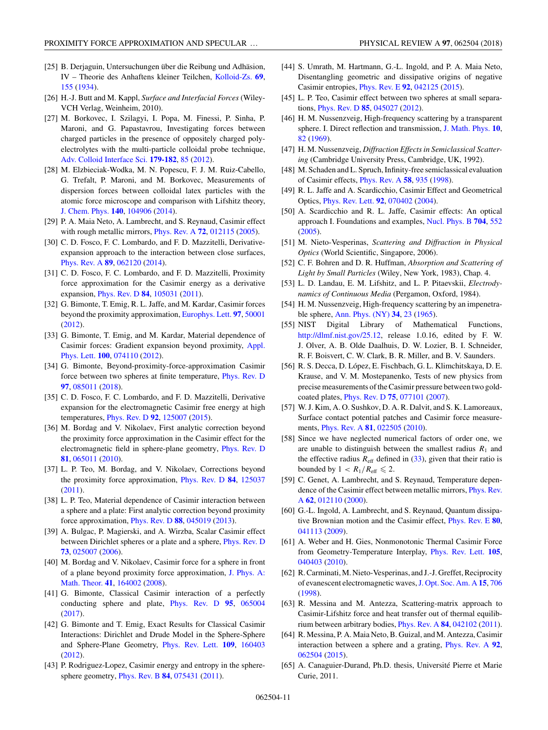[25] B. Derjaguin, Untersuchungen über die Reibung und Adhäsion, IV – Theorie des Anhaftens kleiner Teilchen, Kolloid-Zs. **69**, 155 (1934).

[26] H.-J. Butt and M. Kappl, *Surface and Interfacial Forces* (Wiley-VCH Verlag, Weinheim, 2010).

[27] M. Borkovec, I. Szilagyi, I. Popa, M. Finessi, P. Sinha, P. Maroni, and G. Papastavrou, Investigating forces between charged particles in the presence of oppositely charged polyelectrolytes with the multi-particle colloidal probe technique, Adv. Colloid Interface Sci. **179-182**, 85 (2012).

[28] M. Elzbieciak-Wodka, M. N. Popescu, F. J. M. Ruiz-Cabello, G. Trefalt, P. Maroni, and M. Borkovec, Measurements of dispersion forces between colloidal latex particles with the atomic force microscope and comparison with Lifshitz theory, J. Chem. Phys. **140**, 104906 (2014).

[29] P. A. Maia Neto, A. Lambrecht, and S. Reynaud, Casimir effect with rough metallic mirrors, Phys. Rev. A **72**, 012115 (2005).

[30] C. D. Fosco, F. C. Lombardo, and F. D. Mazzitelli, Derivative-expansion approach to the interaction between close surfaces, Phys. Rev. A **89**, 062120 (2014).

[31] C. D. Fosco, F. C. Lombardo, and F. D. Mazzitelli, Proximity force approximation for the Casimir energy as a derivative expansion, Phys. Rev. D **84**, 105031 (2011).

[32] G. Bimonte, T. Emig, R. L. Jaffe, and M. Kardar, Casimir forces beyond the proximity approximation, Europhys. Lett. **97**, 50001 (2012).

[33] G. Bimonte, T. Emig, and M. Kardar, Material dependence of Casimir forces: Gradient expansion beyond proximity, Appl. Phys. Lett. **100**, 074110 (2012).

[34] G. Bimonte, Beyond-proximity-force-approximation Casimir force between two spheres at finite temperature, Phys. Rev. D **97**, 085011 (2018).

[35] C. D. Fosco, F. C. Lombardo, and F. D. Mazzitelli, Derivative expansion for the electromagnetic Casimir free energy at high temperatures, Phys. Rev. D **92**, 125007 (2015).

[36] M. Bordag and V. Nikolaev, First analytic correction beyond the proximity force approximation in the Casimir effect for the electromagnetic field in sphere-plane geometry, Phys. Rev. D **81**, 065011 (2010).

[37] L. P. Teo, M. Bordag, and V. Nikolaev, Corrections beyond the proximity force approximation, Phys. Rev. D **84**, 125037 (2011).

[38] L. P. Teo, Material dependence of Casimir interaction between a sphere and a plate: First analytic correction beyond proximity force approximation, Phys. Rev. D **88**, 045019 (2013).

[39] A. Bulgac, P. Magierski, and A. Wirzba, Scalar Casimir effect between Dirichlet spheres or a plate and a sphere, Phys. Rev. D **73**, 025007 (2006).

[40] M. Bordag and V. Nikolaev, Casimir force for a sphere in front of a plane beyond proximity force approximation, J. Phys. A: Math. Theor. **41**, 164002 (2008).

[41] G. Bimonte, Classical Casimir interaction of a perfectly conducting sphere and plate, Phys. Rev. D **95**, 065004 (2017).

[42] G. Bimonte and T. Emig, Exact Results for Classical Casimir Interactions: Dirichlet and Drude Model in the Sphere-Sphere and Sphere-Plane Geometry, Phys. Rev. Lett. **109**, 160403 (2012).

[43] P. Rodriguez-Lopez, Casimir energy and entropy in the sphere-sphere geometry, Phys. Rev. B **84**, 075431 (2011).

[44] S. Umrath, M. Hartmann, G.-L. Ingold, and P. A. Maia Neto, Disentangling geometric and dissipative origins of negative Casimir entropies, Phys. Rev. E **92**, 042125 (2015).

[45] L. P. Teo, Casimir effect between two spheres at small separations, Phys. Rev. D **85**, 045027 (2012).

[46] H. M. Nussenzveig, High-frequency scattering by a transparent sphere. I. Direct reflection and transmission, J. Math. Phys. **10**, 82 (1969).

[47] H. M. Nussenzveig, *Diffraction Effects in Semiclassical Scattering* (Cambridge University Press, Cambridge, UK, 1992).

[48] M. Schaden and L. Spruch, Infinity-free semiclassical evaluation of Casimir effects, Phys. Rev. A **58**, 935 (1998).

[49] R. L. Jaffe and A. Scardicchio, Casimir Effect and Geometrical Optics, Phys. Rev. Lett. **92**, 070402 (2004).

[50] A. Scardicchio and R. L. Jaffe, Casimir effects: An optical approach I. Foundations and examples, Nucl. Phys. B **704**, 552 (2005).

[51] M. Nieto-Vesperinas, *Scattering and Diffraction in Physical Optics* (World Scientific, Singapore, 2006).

[52] C. F. Bohren and D. R. Huffman, *Absorption and Scattering of Light by Small Particles* (Wiley, New York, 1983), Chap. 4.

[53] L. D. Landau, E. M. Lifshitz, and L. P. Pitaevskii, *Electrodynamics of Continuous Media* (Pergamon, Oxford, 1984).

[54] H. M. Nussenzveig, High-frequency scattering by an impenetrable sphere, Ann. Phys. (NY) **34**, 23 (1965).

[55] NIST Digital Library of Mathematical Functions, http://dlmf.nist.gov/25.12, release 1.0.16, edited by F. W. J. Olver, A. B. Olde Daalhuis, D. W. Lozier, B. I. Schneider, R. F. Boisvert, C. W. Clark, B. R. Miller, and B. V. Saunders.

[56] R. S. Decca, D. López, E. Fischbach, G. L. Klimchitskaya, D. E. Krause, and V. M. Mostepanenko, Tests of new physics from precise measurements of the Casimir pressure between two gold-coated plates, Phys. Rev. D **75**, 077101 (2007).

[57] W. J. Kim, A. O. Sushkov, D. A. R. Dalvit, and S. K. Lamoreaux, Surface contact potential patches and Casimir force measurements, Phys. Rev. A **81**, 022505 (2010).

[58] Since we have neglected numerical factors of order one, we are unable to distinguish between the smallest radius $R_1$ and the effective radius $R_{\mathrm{eff}}$ defined in (33), given that their ratio is bounded by $1 < R_1/R_{\mathrm{eff}} \leqslant 2$.

[59] C. Genet, A. Lambrecht, and S. Reynaud, Temperature dependence of the Casimir effect between metallic mirrors, Phys. Rev. A **62**, 012110 (2000).

[60] G.-L. Ingold, A. Lambrecht, and S. Reynaud, Quantum dissipative Brownian motion and the Casimir effect, Phys. Rev. E **80**, 041113 (2009).

[61] A. Weber and H. Gies, Nonmonotonic Thermal Casimir Force from Geometry-Temperature Interplay, Phys. Rev. Lett. **105**, 040403 (2010).

[62] R. Carminati, M. Nieto-Vesperinas, and J.-J. Greffet, Reciprocity of evanescent electromagnetic waves, J. Opt. Soc. Am. A **15**, 706 (1998).

[63] R. Messina and M. Antezza, Scattering-matrix approach to Casimir-Lifshitz force and heat transfer out of thermal equilibrium between arbitrary bodies, Phys. Rev. A **84**, 042102 (2011).

[64] R. Messina, P. A. Maia Neto, B. Guizal, and M. Antezza, Casimir interaction between a sphere and a grating, Phys. Rev. A **92**, 062504 (2015).

[65] A. Canaguier-Durand, Ph.D. thesis, Université Pierre et Marie Curie, 2011.